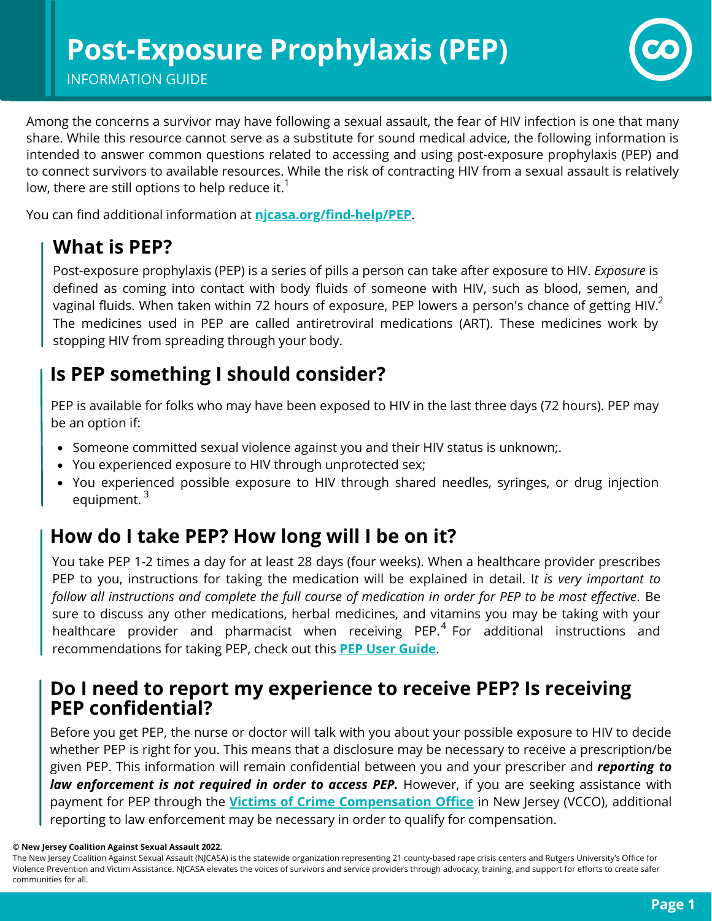# Post-Exposure Prophylaxis (PEP)

INFORMATION GUIDE

Among the concerns a survivor may have following a sexual assault, the fear of HIV infection is one that many share. While this resource cannot serve as a substitute for sound medical advice, the following information is intended to answer common questions related to accessing and using post-exposure prophylaxis (PEP) and to connect survivors to available resources. While the risk of contracting HIV from a sexual assault is relatively low, there are still options to help reduce it.[1]

You can find additional information at **njcasa.org/find-help/PEP**.

## What is PEP?

Post-exposure prophylaxis (PEP) is a series of pills a person can take after exposure to HIV. *Exposure* is defined as coming into contact with body fluids of someone with HIV, such as blood, semen, and vaginal fluids. When taken within 72 hours of exposure, PEP lowers a person's chance of getting HIV.[2] The medicines used in PEP are called antiretroviral medications (ART). These medicines work by stopping HIV from spreading through your body.

## Is PEP something I should consider?

PEP is available for folks who may have been exposed to HIV in the last three days (72 hours). PEP may be an option if:

- Someone committed sexual violence against you and their HIV status is unknown;.
- You experienced exposure to HIV through unprotected sex;
- You experienced possible exposure to HIV through shared needles, syringes, or drug injection equipment. [3]

## How do I take PEP? How long will I be on it?

You take PEP 1-2 times a day for at least 28 days (four weeks). When a healthcare provider prescribes PEP to you, instructions for taking the medication will be explained in detail. I*t is very important to follow all instructions and complete the full course of medication in order for PEP to be most effective*. Be sure to discuss any other medications, herbal medicines, and vitamins you may be taking with your healthcare provider and pharmacist when receiving PEP.[4] For additional instructions and recommendations for taking PEP, check out this **PEP User Guide**.

## Do I need to report my experience to receive PEP? Is receiving PEP confidential?

Before you get PEP, the nurse or doctor will talk with you about your possible exposure to HIV to decide whether PEP is right for you. This means that a disclosure may be necessary to receive a prescription/be given PEP. This information will remain confidential between you and your prescriber and ***reporting to law enforcement is not required in order to access PEP.*** However, if you are seeking assistance with payment for PEP through the **Victims of Crime Compensation Office** in New Jersey (VCCO), additional reporting to law enforcement may be necessary in order to qualify for compensation.

**© New Jersey Coalition Against Sexual Assault 2022.**

The New Jersey Coalition Against Sexual Assault (NJCASA) is the statewide organization representing 21 county-based rape crisis centers and Rutgers University's Office for Violence Prevention and Victim Assistance. NJCASA elevates the voices of survivors and service providers through advocacy, training, and support for efforts to create safer communities for all.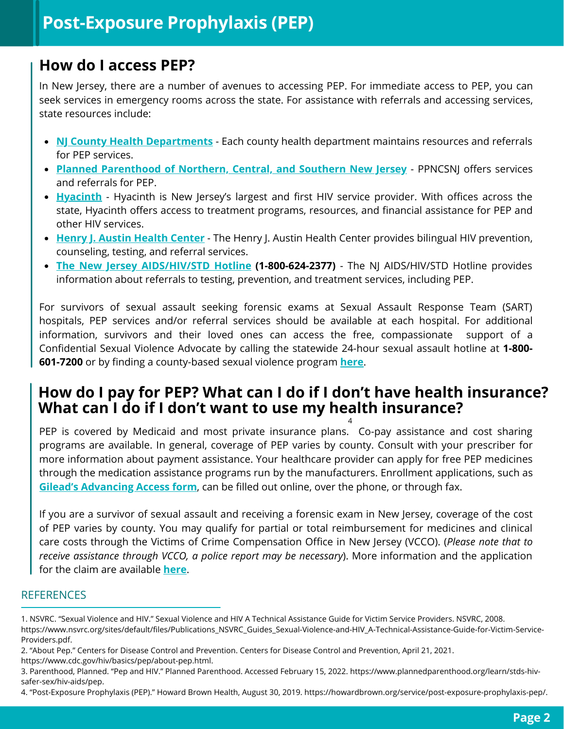# Post-Exposure Prophylaxis (PEP)

## How do I access PEP?

In New Jersey, there are a number of avenues to accessing PEP. For immediate access to PEP, you can seek services in emergency rooms across the state. For assistance with referrals and accessing services, state resources include:

- **NJ County Health Departments** - Each county health department maintains resources and referrals for PEP services.
- **Planned Parenthood of Northern, Central, and Southern New Jersey** - PPNCSNJ offers services and referrals for PEP.
- **Hyacinth** - Hyacinth is New Jersey's largest and first HIV service provider. With offices across the state, Hyacinth offers access to treatment programs, resources, and financial assistance for PEP and other HIV services.
- **Henry J. Austin Health Center** - The Henry J. Austin Health Center provides bilingual HIV prevention, counseling, testing, and referral services.
- **The New Jersey AIDS/HIV/STD Hotline** **(1-800-624-2377)** - The NJ AIDS/HIV/STD Hotline provides information about referrals to testing, prevention, and treatment services, including PEP.

For survivors of sexual assault seeking forensic exams at Sexual Assault Response Team (SART) hospitals, PEP services and/or referral services should be available at each hospital. For additional information, survivors and their loved ones can access the free, compassionate support of a Confidential Sexual Violence Advocate by calling the statewide 24-hour sexual assault hotline at **1-800-601-7200** or by finding a county-based sexual violence program **here**.

## How do I pay for PEP? What can I do if I don't have health insurance? What can I do if I don't want to use my health insurance?

PEP is covered by Medicaid and most private insurance plans.[4] Co-pay assistance and cost sharing programs are available. In general, coverage of PEP varies by county. Consult with your prescriber for more information about payment assistance. Your healthcare provider can apply for free PEP medicines through the medication assistance programs run by the manufacturers. Enrollment applications, such as **Gilead's Advancing Access form**, can be filled out online, over the phone, or through fax.

If you are a survivor of sexual assault and receiving a forensic exam in New Jersey, coverage of the cost of PEP varies by county. You may qualify for partial or total reimbursement for medicines and clinical care costs through the Victims of Crime Compensation Office in New Jersey (VCCO). (*Please note that to receive assistance through VCCO, a police report may be necessary*). More information and the application for the claim are available **here**.

## REFERENCES

1. NSVRC. "Sexual Violence and HIV." Sexual Violence and HIV A Technical Assistance Guide for Victim Service Providers. NSVRC, 2008. https://www.nsvrc.org/sites/default/files/Publications_NSVRC_Guides_Sexual-Violence-and-HIV_A-Technical-Assistance-Guide-for-Victim-Service-Providers.pdf.
2. "About Pep." Centers for Disease Control and Prevention. Centers for Disease Control and Prevention, April 21, 2021. https://www.cdc.gov/hiv/basics/pep/about-pep.html.
3. Parenthood, Planned. "Pep and HIV." Planned Parenthood. Accessed February 15, 2022. https://www.plannedparenthood.org/learn/stds-hiv-safer-sex/hiv-aids/pep.
4. "Post-Exposure Prophylaxis (PEP)." Howard Brown Health, August 30, 2019. https://howardbrown.org/service/post-exposure-prophylaxis-pep/.